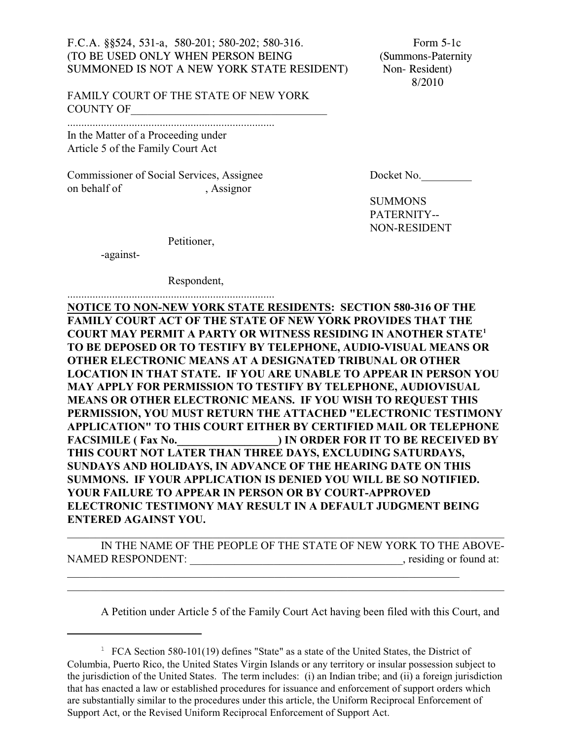F.C.A. §§524, 531-a, 580-201; 580-202; 580-316.
(TO BE USED ONLY WHEN PERSON BEING SUMMONED IS NOT A NEW YORK STATE RESIDENT)

Form 5-1c
(Summons-Paternity Non- Resident)
8/2010

FAMILY COURT OF THE STATE OF NEW YORK
COUNTY OF___________________________________

..........................................................................
In the Matter of a Proceeding under
Article 5 of the Family Court Act

Commissioner of Social Services, Assignee
on behalf of                              , Assignor

Petitioner,

-against-

Respondent,
..........................................................................

Docket No._________

SUMMONS
PATERNITY--
NON-RESIDENT

**<u>NOTICE TO NON-NEW YORK STATE RESIDENTS</u>: SECTION 580-316 OF THE FAMILY COURT ACT OF THE STATE OF NEW YORK PROVIDES THAT THE COURT MAY PERMIT A PARTY OR WITNESS RESIDING IN ANOTHER STATE[1] TO BE DEPOSED OR TO TESTIFY BY TELEPHONE, AUDIO-VISUAL MEANS OR OTHER ELECTRONIC MEANS AT A DESIGNATED TRIBUNAL OR OTHER LOCATION IN THAT STATE. IF YOU ARE UNABLE TO APPEAR IN PERSON YOU MAY APPLY FOR PERMISSION TO TESTIFY BY TELEPHONE, AUDIOVISUAL MEANS OR OTHER ELECTRONIC MEANS. IF YOU WISH TO REQUEST THIS PERMISSION, YOU MUST RETURN THE ATTACHED "ELECTRONIC TESTIMONY APPLICATION" TO THIS COURT EITHER BY CERTIFIED MAIL OR TELEPHONE FACSIMILE ( Fax No.__________________) IN ORDER FOR IT TO BE RECEIVED BY THIS COURT NOT LATER THAN THREE DAYS, EXCLUDING SATURDAYS, SUNDAYS AND HOLIDAYS, IN ADVANCE OF THE HEARING DATE ON THIS SUMMONS. IF YOUR APPLICATION IS DENIED YOU WILL BE SO NOTIFIED. YOUR FAILURE TO APPEAR IN PERSON OR BY COURT-APPROVED ELECTRONIC TESTIMONY MAY RESULT IN A DEFAULT JUDGMENT BEING ENTERED AGAINST YOU.**

---

IN THE NAME OF THE PEOPLE OF THE STATE OF NEW YORK TO THE ABOVE-NAMED RESPONDENT: ______________________________________, residing or found at:
_________________________________________________________________________
_________________________________________________________________________

A Petition under Article 5 of the Family Court Act having been filed with this Court, and

---

[1] FCA Section 580-101(19) defines "State" as a state of the United States, the District of Columbia, Puerto Rico, the United States Virgin Islands or any territory or insular possession subject to the jurisdiction of the United States. The term includes: (i) an Indian tribe; and (ii) a foreign jurisdiction that has enacted a law or established procedures for issuance and enforcement of support orders which are substantially similar to the procedures under this article, the Uniform Reciprocal Enforcement of Support Act, or the Revised Uniform Reciprocal Enforcement of Support Act.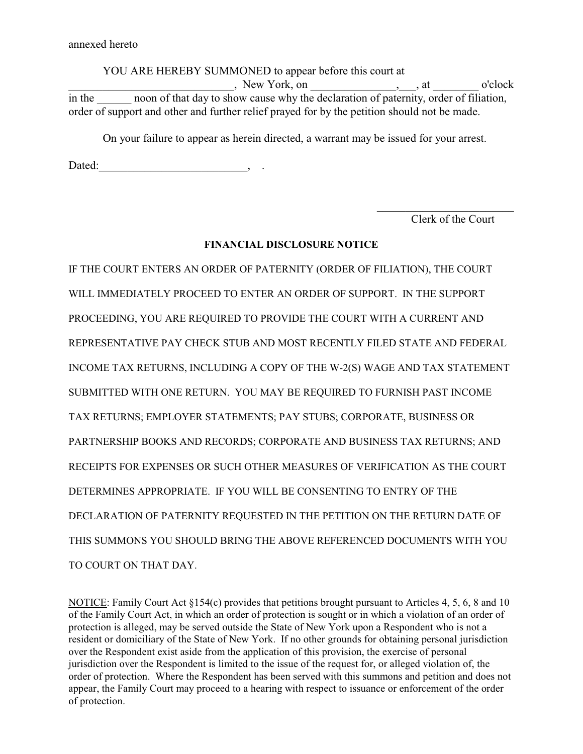annexed hereto

YOU ARE HEREBY SUMMONED to appear before this court at _____________________________, New York, on _______________,___, at ________ o'clock in the ______ noon of that day to show cause why the declaration of paternity, order of filiation, order of support and other and further relief prayed for by the petition should not be made.

On your failure to appear as herein directed, a warrant may be issued for your arrest.

Dated:__________________________, .

_________________________
Clerk of the Court

**FINANCIAL DISCLOSURE NOTICE**

IF THE COURT ENTERS AN ORDER OF PATERNITY (ORDER OF FILIATION), THE COURT WILL IMMEDIATELY PROCEED TO ENTER AN ORDER OF SUPPORT. IN THE SUPPORT PROCEEDING, YOU ARE REQUIRED TO PROVIDE THE COURT WITH A CURRENT AND REPRESENTATIVE PAY CHECK STUB AND MOST RECENTLY FILED STATE AND FEDERAL INCOME TAX RETURNS, INCLUDING A COPY OF THE W-2(S) WAGE AND TAX STATEMENT SUBMITTED WITH ONE RETURN. YOU MAY BE REQUIRED TO FURNISH PAST INCOME TAX RETURNS; EMPLOYER STATEMENTS; PAY STUBS; CORPORATE, BUSINESS OR PARTNERSHIP BOOKS AND RECORDS; CORPORATE AND BUSINESS TAX RETURNS; AND RECEIPTS FOR EXPENSES OR SUCH OTHER MEASURES OF VERIFICATION AS THE COURT DETERMINES APPROPRIATE. IF YOU WILL BE CONSENTING TO ENTRY OF THE DECLARATION OF PATERNITY REQUESTED IN THE PETITION ON THE RETURN DATE OF THIS SUMMONS YOU SHOULD BRING THE ABOVE REFERENCED DOCUMENTS WITH YOU TO COURT ON THAT DAY.

NOTICE: Family Court Act §154(c) provides that petitions brought pursuant to Articles 4, 5, 6, 8 and 10 of the Family Court Act, in which an order of protection is sought or in which a violation of an order of protection is alleged, may be served outside the State of New York upon a Respondent who is not a resident or domiciliary of the State of New York. If no other grounds for obtaining personal jurisdiction over the Respondent exist aside from the application of this provision, the exercise of personal jurisdiction over the Respondent is limited to the issue of the request for, or alleged violation of, the order of protection. Where the Respondent has been served with this summons and petition and does not appear, the Family Court may proceed to a hearing with respect to issuance or enforcement of the order of protection.